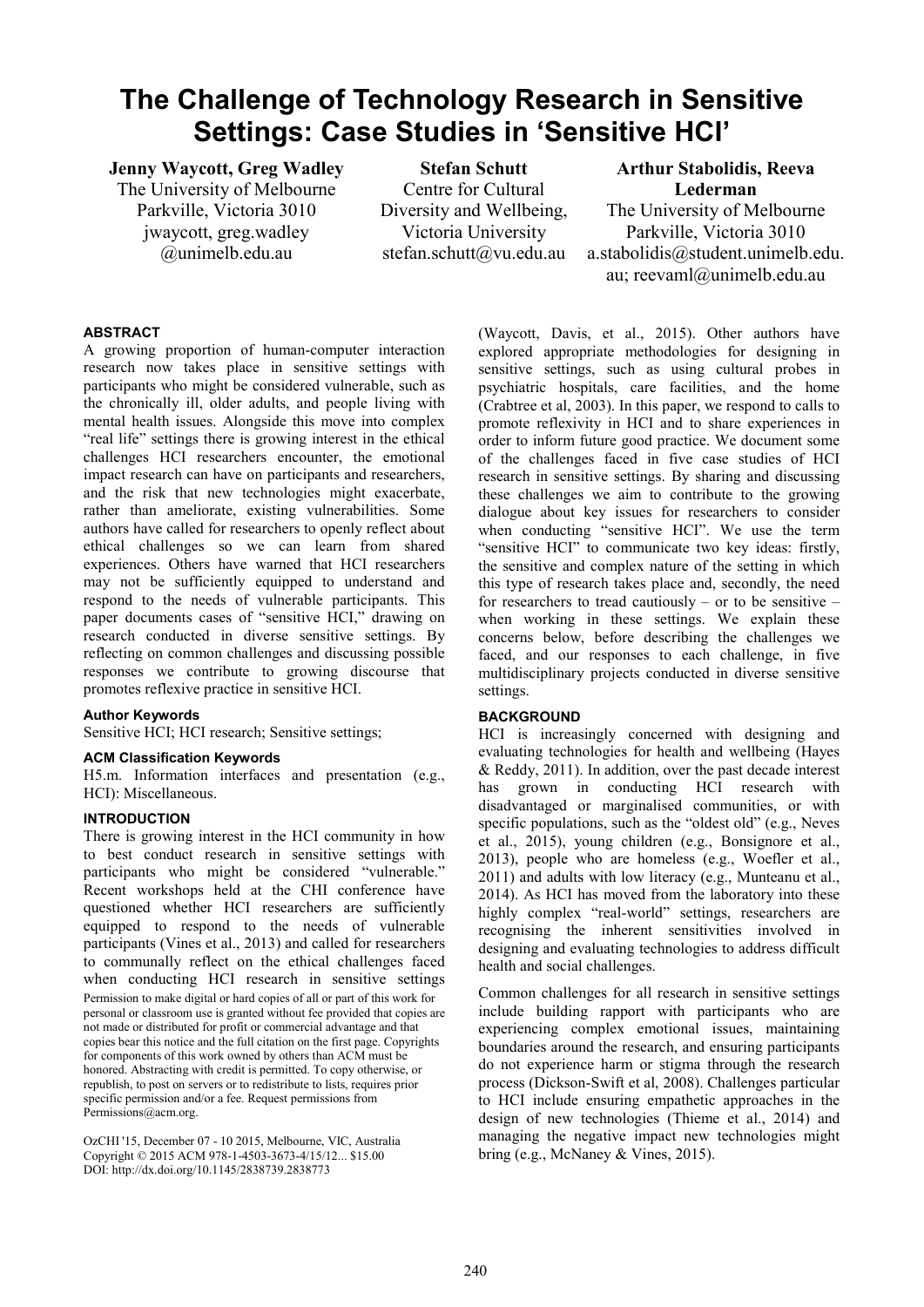# The Challenge of Technology Research in Sensitive Settings: Case Studies in 'Sensitive HCI'

**Jenny Waycott, Greg Wadley**
The University of Melbourne
Parkville, Victoria 3010
jwaycott, greg.wadley
@unimelb.edu.au

**Stefan Schutt**
Centre for Cultural Diversity and Wellbeing,
Victoria University
stefan.schutt@vu.edu.au

**Arthur Stabolidis, Reeva Lederman**
The University of Melbourne
Parkville, Victoria 3010
a.stabolidis@student.unimelb.edu.au; reevaml@unimelb.edu.au

## ABSTRACT

A growing proportion of human-computer interaction research now takes place in sensitive settings with participants who might be considered vulnerable, such as the chronically ill, older adults, and people living with mental health issues. Alongside this move into complex "real life" settings there is growing interest in the ethical challenges HCI researchers encounter, the emotional impact research can have on participants and researchers, and the risk that new technologies might exacerbate, rather than ameliorate, existing vulnerabilities. Some authors have called for researchers to openly reflect about ethical challenges so we can learn from shared experiences. Others have warned that HCI researchers may not be sufficiently equipped to understand and respond to the needs of vulnerable participants. This paper documents cases of "sensitive HCI," drawing on research conducted in diverse sensitive settings. By reflecting on common challenges and discussing possible responses we contribute to growing discourse that promotes reflexive practice in sensitive HCI.

### Author Keywords

Sensitive HCI; HCI research; Sensitive settings;

### ACM Classification Keywords

H5.m. Information interfaces and presentation (e.g., HCI): Miscellaneous.

## INTRODUCTION

There is growing interest in the HCI community in how to best conduct research in sensitive settings with participants who might be considered "vulnerable." Recent workshops held at the CHI conference have questioned whether HCI researchers are sufficiently equipped to respond to the needs of vulnerable participants (Vines et al., 2013) and called for researchers to communally reflect on the ethical challenges faced when conducting HCI research in sensitive settings (Waycott, Davis, et al., 2015). Other authors have explored appropriate methodologies for designing in sensitive settings, such as using cultural probes in psychiatric hospitals, care facilities, and the home (Crabtree et al, 2003). In this paper, we respond to calls to promote reflexivity in HCI and to share experiences in order to inform future good practice. We document some of the challenges faced in five case studies of HCI research in sensitive settings. By sharing and discussing these challenges we aim to contribute to the growing dialogue about key issues for researchers to consider when conducting "sensitive HCI". We use the term "sensitive HCI" to communicate two key ideas: firstly, the sensitive and complex nature of the setting in which this type of research takes place and, secondly, the need for researchers to tread cautiously – or to be sensitive – when working in these settings. We explain these concerns below, before describing the challenges we faced, and our responses to each challenge, in five multidisciplinary projects conducted in diverse sensitive settings.

Permission to make digital or hard copies of all or part of this work for personal or classroom use is granted without fee provided that copies are not made or distributed for profit or commercial advantage and that copies bear this notice and the full citation on the first page. Copyrights for components of this work owned by others than ACM must be honored. Abstracting with credit is permitted. To copy otherwise, or republish, to post on servers or to redistribute to lists, requires prior specific permission and/or a fee. Request permissions from Permissions@acm.org.

OzCHI '15, December 07 - 10 2015, Melbourne, VIC, Australia
Copyright © 2015 ACM 978-1-4503-3673-4/15/12... $15.00
DOI: http://dx.doi.org/10.1145/2838739.2838773

## BACKGROUND

HCI is increasingly concerned with designing and evaluating technologies for health and wellbeing (Hayes & Reddy, 2011). In addition, over the past decade interest has grown in conducting HCI research with disadvantaged or marginalised communities, or with specific populations, such as the "oldest old" (e.g., Neves et al., 2015), young children (e.g., Bonsignore et al., 2013), people who are homeless (e.g., Woefler et al., 2011) and adults with low literacy (e.g., Munteanu et al., 2014). As HCI has moved from the laboratory into these highly complex "real-world" settings, researchers are recognising the inherent sensitivities involved in designing and evaluating technologies to address difficult health and social challenges.

Common challenges for all research in sensitive settings include building rapport with participants who are experiencing complex emotional issues, maintaining boundaries around the research, and ensuring participants do not experience harm or stigma through the research process (Dickson-Swift et al, 2008). Challenges particular to HCI include ensuring empathetic approaches in the design of new technologies (Thieme et al., 2014) and managing the negative impact new technologies might bring (e.g., McNaney & Vines, 2015).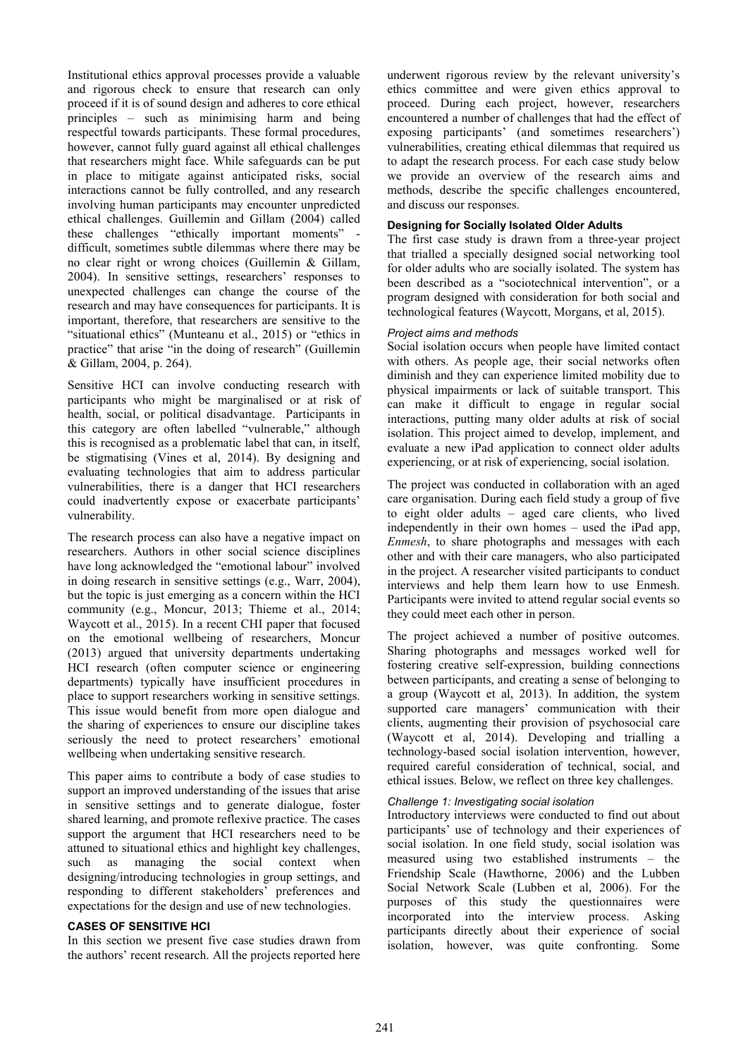Institutional ethics approval processes provide a valuable and rigorous check to ensure that research can only proceed if it is of sound design and adheres to core ethical principles – such as minimising harm and being respectful towards participants. These formal procedures, however, cannot fully guard against all ethical challenges that researchers might face. While safeguards can be put in place to mitigate against anticipated risks, social interactions cannot be fully controlled, and any research involving human participants may encounter unpredicted ethical challenges. Guillemin and Gillam (2004) called these challenges "ethically important moments" - difficult, sometimes subtle dilemmas where there may be no clear right or wrong choices (Guillemin & Gillam, 2004). In sensitive settings, researchers' responses to unexpected challenges can change the course of the research and may have consequences for participants. It is important, therefore, that researchers are sensitive to the "situational ethics" (Munteanu et al., 2015) or "ethics in practice" that arise "in the doing of research" (Guillemin & Gillam, 2004, p. 264).

Sensitive HCI can involve conducting research with participants who might be marginalised or at risk of health, social, or political disadvantage. Participants in this category are often labelled "vulnerable," although this is recognised as a problematic label that can, in itself, be stigmatising (Vines et al, 2014). By designing and evaluating technologies that aim to address particular vulnerabilities, there is a danger that HCI researchers could inadvertently expose or exacerbate participants' vulnerability.

The research process can also have a negative impact on researchers. Authors in other social science disciplines have long acknowledged the "emotional labour" involved in doing research in sensitive settings (e.g., Warr, 2004), but the topic is just emerging as a concern within the HCI community (e.g., Moncur, 2013; Thieme et al., 2014; Waycott et al., 2015). In a recent CHI paper that focused on the emotional wellbeing of researchers, Moncur (2013) argued that university departments undertaking HCI research (often computer science or engineering departments) typically have insufficient procedures in place to support researchers working in sensitive settings. This issue would benefit from more open dialogue and the sharing of experiences to ensure our discipline takes seriously the need to protect researchers' emotional wellbeing when undertaking sensitive research.

This paper aims to contribute a body of case studies to support an improved understanding of the issues that arise in sensitive settings and to generate dialogue, foster shared learning, and promote reflexive practice. The cases support the argument that HCI researchers need to be attuned to situational ethics and highlight key challenges, such as managing the social context when designing/introducing technologies in group settings, and responding to different stakeholders' preferences and expectations for the design and use of new technologies.

## CASES OF SENSITIVE HCI

In this section we present five case studies drawn from the authors' recent research. All the projects reported here underwent rigorous review by the relevant university's ethics committee and were given ethics approval to proceed. During each project, however, researchers encountered a number of challenges that had the effect of exposing participants' (and sometimes researchers') vulnerabilities, creating ethical dilemmas that required us to adapt the research process. For each case study below we provide an overview of the research aims and methods, describe the specific challenges encountered, and discuss our responses.

### Designing for Socially Isolated Older Adults

The first case study is drawn from a three-year project that trialled a specially designed social networking tool for older adults who are socially isolated. The system has been described as a "sociotechnical intervention", or a program designed with consideration for both social and technological features (Waycott, Morgans, et al, 2015).

#### *Project aims and methods*

Social isolation occurs when people have limited contact with others. As people age, their social networks often diminish and they can experience limited mobility due to physical impairments or lack of suitable transport. This can make it difficult to engage in regular social interactions, putting many older adults at risk of social isolation. This project aimed to develop, implement, and evaluate a new iPad application to connect older adults experiencing, or at risk of experiencing, social isolation.

The project was conducted in collaboration with an aged care organisation. During each field study a group of five to eight older adults – aged care clients, who lived independently in their own homes – used the iPad app, *Enmesh*, to share photographs and messages with each other and with their care managers, who also participated in the project. A researcher visited participants to conduct interviews and help them learn how to use Enmesh. Participants were invited to attend regular social events so they could meet each other in person.

The project achieved a number of positive outcomes. Sharing photographs and messages worked well for fostering creative self-expression, building connections between participants, and creating a sense of belonging to a group (Waycott et al, 2013). In addition, the system supported care managers' communication with their clients, augmenting their provision of psychosocial care (Waycott et al, 2014). Developing and trialling a technology-based social isolation intervention, however, required careful consideration of technical, social, and ethical issues. Below, we reflect on three key challenges.

#### *Challenge 1: Investigating social isolation*

Introductory interviews were conducted to find out about participants' use of technology and their experiences of social isolation. In one field study, social isolation was measured using two established instruments – the Friendship Scale (Hawthorne, 2006) and the Lubben Social Network Scale (Lubben et al, 2006). For the purposes of this study the questionnaires were incorporated into the interview process. Asking participants directly about their experience of social isolation, however, was quite confronting. Some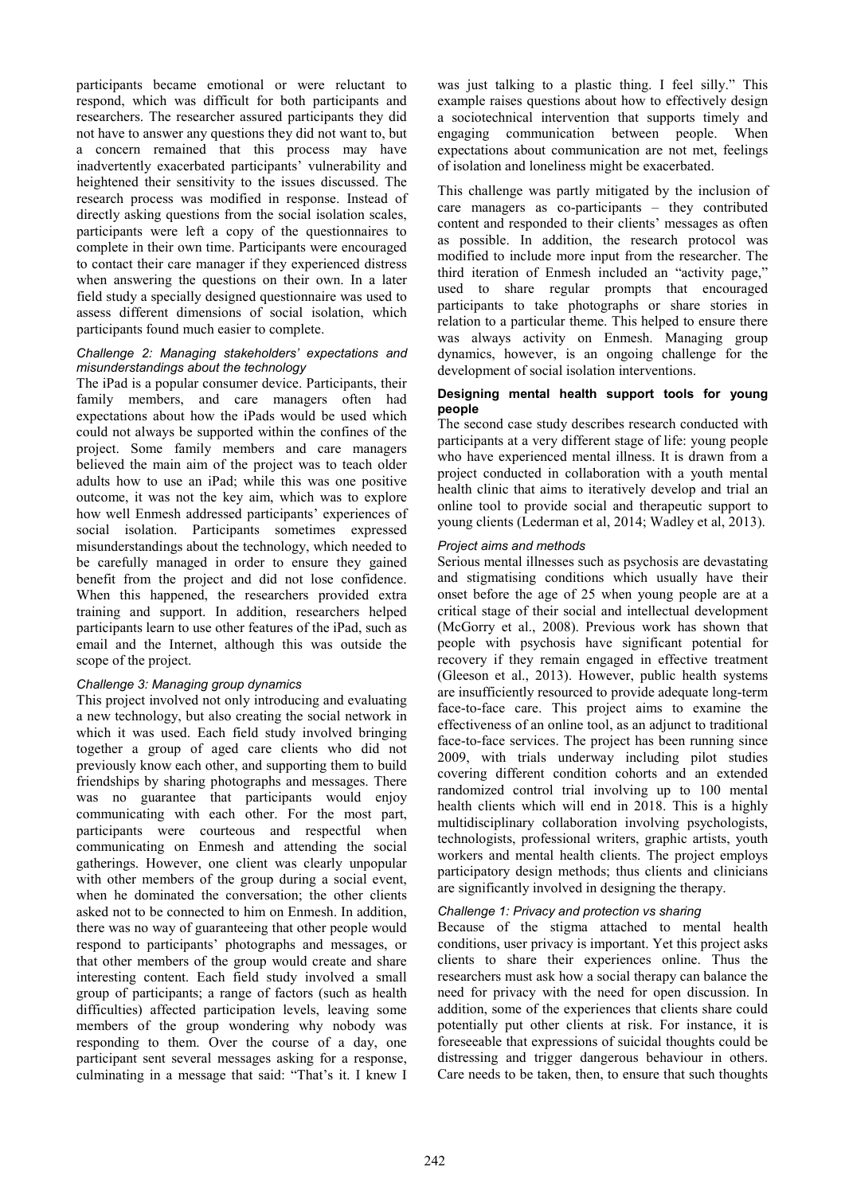participants became emotional or were reluctant to respond, which was difficult for both participants and researchers. The researcher assured participants they did not have to answer any questions they did not want to, but a concern remained that this process may have inadvertently exacerbated participants' vulnerability and heightened their sensitivity to the issues discussed. The research process was modified in response. Instead of directly asking questions from the social isolation scales, participants were left a copy of the questionnaires to complete in their own time. Participants were encouraged to contact their care manager if they experienced distress when answering the questions on their own. In a later field study a specially designed questionnaire was used to assess different dimensions of social isolation, which participants found much easier to complete.

#### *Challenge 2: Managing stakeholders' expectations and misunderstandings about the technology*

The iPad is a popular consumer device. Participants, their family members, and care managers often had expectations about how the iPads would be used which could not always be supported within the confines of the project. Some family members and care managers believed the main aim of the project was to teach older adults how to use an iPad; while this was one positive outcome, it was not the key aim, which was to explore how well Enmesh addressed participants' experiences of social isolation. Participants sometimes expressed misunderstandings about the technology, which needed to be carefully managed in order to ensure they gained benefit from the project and did not lose confidence. When this happened, the researchers provided extra training and support. In addition, researchers helped participants learn to use other features of the iPad, such as email and the Internet, although this was outside the scope of the project.

#### *Challenge 3: Managing group dynamics*

This project involved not only introducing and evaluating a new technology, but also creating the social network in which it was used. Each field study involved bringing together a group of aged care clients who did not previously know each other, and supporting them to build friendships by sharing photographs and messages. There was no guarantee that participants would enjoy communicating with each other. For the most part, participants were courteous and respectful when communicating on Enmesh and attending the social gatherings. However, one client was clearly unpopular with other members of the group during a social event, when he dominated the conversation; the other clients asked not to be connected to him on Enmesh. In addition, there was no way of guaranteeing that other people would respond to participants' photographs and messages, or that other members of the group would create and share interesting content. Each field study involved a small group of participants; a range of factors (such as health difficulties) affected participation levels, leaving some members of the group wondering why nobody was responding to them. Over the course of a day, one participant sent several messages asking for a response, culminating in a message that said: "That's it. I knew I was just talking to a plastic thing. I feel silly." This example raises questions about how to effectively design a sociotechnical intervention that supports timely and engaging communication between people. When expectations about communication are not met, feelings of isolation and loneliness might be exacerbated.

This challenge was partly mitigated by the inclusion of care managers as co-participants – they contributed content and responded to their clients' messages as often as possible. In addition, the research protocol was modified to include more input from the researcher. The third iteration of Enmesh included an "activity page," used to share regular prompts that encouraged participants to take photographs or share stories in relation to a particular theme. This helped to ensure there was always activity on Enmesh. Managing group dynamics, however, is an ongoing challenge for the development of social isolation interventions.

### Designing mental health support tools for young people

The second case study describes research conducted with participants at a very different stage of life: young people who have experienced mental illness. It is drawn from a project conducted in collaboration with a youth mental health clinic that aims to iteratively develop and trial an online tool to provide social and therapeutic support to young clients (Lederman et al, 2014; Wadley et al, 2013).

#### *Project aims and methods*

Serious mental illnesses such as psychosis are devastating and stigmatising conditions which usually have their onset before the age of 25 when young people are at a critical stage of their social and intellectual development (McGorry et al., 2008). Previous work has shown that people with psychosis have significant potential for recovery if they remain engaged in effective treatment (Gleeson et al., 2013). However, public health systems are insufficiently resourced to provide adequate long-term face-to-face care. This project aims to examine the effectiveness of an online tool, as an adjunct to traditional face-to-face services. The project has been running since 2009, with trials underway including pilot studies covering different condition cohorts and an extended randomized control trial involving up to 100 mental health clients which will end in 2018. This is a highly multidisciplinary collaboration involving psychologists, technologists, professional writers, graphic artists, youth workers and mental health clients. The project employs participatory design methods; thus clients and clinicians are significantly involved in designing the therapy.

#### *Challenge 1: Privacy and protection vs sharing*

Because of the stigma attached to mental health conditions, user privacy is important. Yet this project asks clients to share their experiences online. Thus the researchers must ask how a social therapy can balance the need for privacy with the need for open discussion. In addition, some of the experiences that clients share could potentially put other clients at risk. For instance, it is foreseeable that expressions of suicidal thoughts could be distressing and trigger dangerous behaviour in others. Care needs to be taken, then, to ensure that such thoughts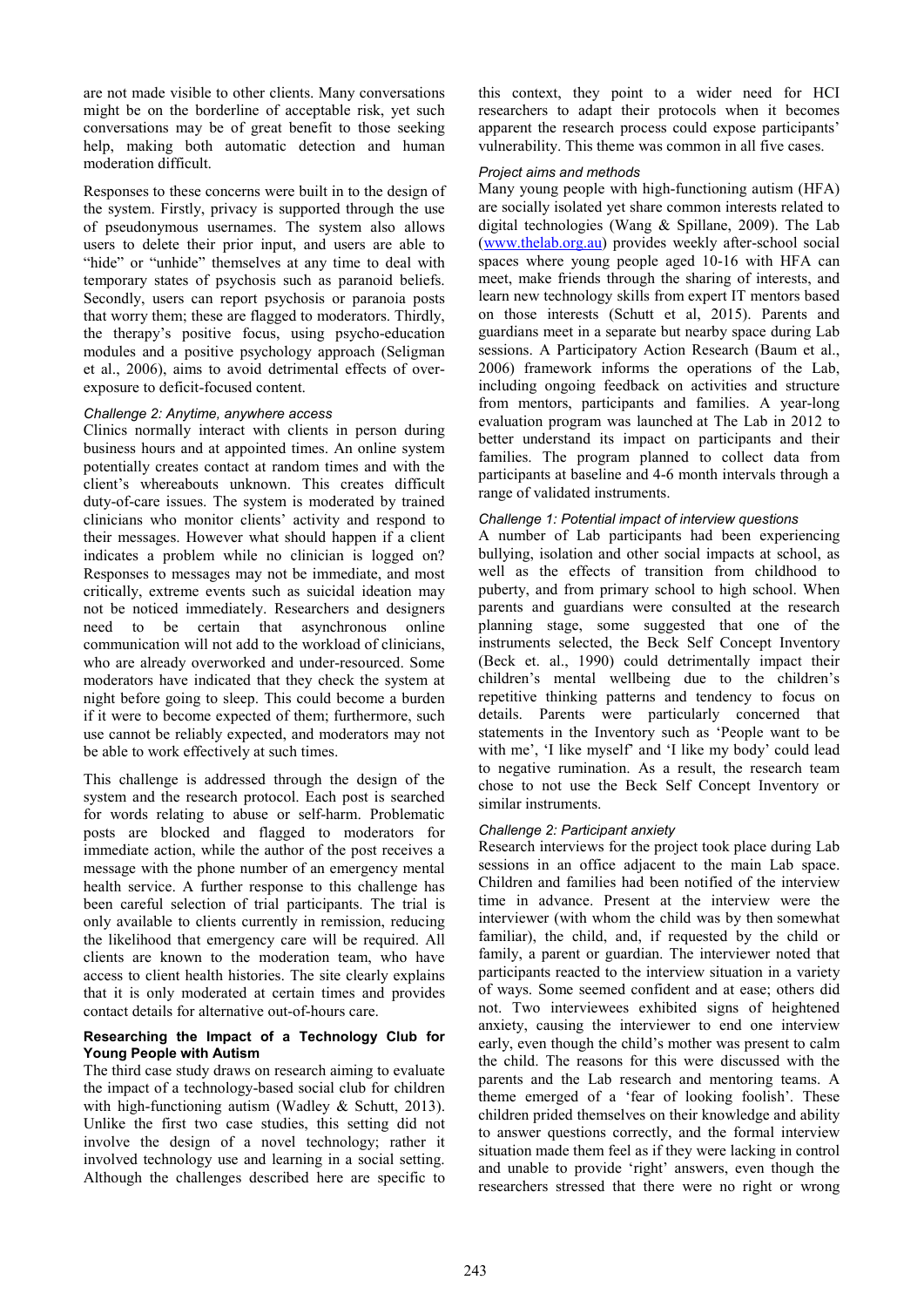are not made visible to other clients. Many conversations might be on the borderline of acceptable risk, yet such conversations may be of great benefit to those seeking help, making both automatic detection and human moderation difficult.

Responses to these concerns were built in to the design of the system. Firstly, privacy is supported through the use of pseudonymous usernames. The system also allows users to delete their prior input, and users are able to "hide" or "unhide" themselves at any time to deal with temporary states of psychosis such as paranoid beliefs. Secondly, users can report psychosis or paranoia posts that worry them; these are flagged to moderators. Thirdly, the therapy's positive focus, using psycho-education modules and a positive psychology approach (Seligman et al., 2006), aims to avoid detrimental effects of over-exposure to deficit-focused content.

*Challenge 2: Anytime, anywhere access*

Clinics normally interact with clients in person during business hours and at appointed times. An online system potentially creates contact at random times and with the client's whereabouts unknown. This creates difficult duty-of-care issues. The system is moderated by trained clinicians who monitor clients' activity and respond to their messages. However what should happen if a client indicates a problem while no clinician is logged on? Responses to messages may not be immediate, and most critically, extreme events such as suicidal ideation may not be noticed immediately. Researchers and designers need to be certain that asynchronous online communication will not add to the workload of clinicians, who are already overworked and under-resourced. Some moderators have indicated that they check the system at night before going to sleep. This could become a burden if it were to become expected of them; furthermore, such use cannot be reliably expected, and moderators may not be able to work effectively at such times.

This challenge is addressed through the design of the system and the research protocol. Each post is searched for words relating to abuse or self-harm. Problematic posts are blocked and flagged to moderators for immediate action, while the author of the post receives a message with the phone number of an emergency mental health service. A further response to this challenge has been careful selection of trial participants. The trial is only available to clients currently in remission, reducing the likelihood that emergency care will be required. All clients are known to the moderation team, who have access to client health histories. The site clearly explains that it is only moderated at certain times and provides contact details for alternative out-of-hours care.

**Researching the Impact of a Technology Club for Young People with Autism**

The third case study draws on research aiming to evaluate the impact of a technology-based social club for children with high-functioning autism (Wadley & Schutt, 2013). Unlike the first two case studies, this setting did not involve the design of a novel technology; rather it involved technology use and learning in a social setting. Although the challenges described here are specific to this context, they point to a wider need for HCI researchers to adapt their protocols when it becomes apparent the research process could expose participants' vulnerability. This theme was common in all five cases.

*Project aims and methods*

Many young people with high-functioning autism (HFA) are socially isolated yet share common interests related to digital technologies (Wang & Spillane, 2009). The Lab (www.thelab.org.au) provides weekly after-school social spaces where young people aged 10-16 with HFA can meet, make friends through the sharing of interests, and learn new technology skills from expert IT mentors based on those interests (Schutt et al, 2015). Parents and guardians meet in a separate but nearby space during Lab sessions. A Participatory Action Research (Baum et al., 2006) framework informs the operations of the Lab, including ongoing feedback on activities and structure from mentors, participants and families. A year-long evaluation program was launched at The Lab in 2012 to better understand its impact on participants and their families. The program planned to collect data from participants at baseline and 4-6 month intervals through a range of validated instruments.

*Challenge 1: Potential impact of interview questions*

A number of Lab participants had been experiencing bullying, isolation and other social impacts at school, as well as the effects of transition from childhood to puberty, and from primary school to high school. When parents and guardians were consulted at the research planning stage, some suggested that one of the instruments selected, the Beck Self Concept Inventory (Beck et. al., 1990) could detrimentally impact their children's mental wellbeing due to the children's repetitive thinking patterns and tendency to focus on details. Parents were particularly concerned that statements in the Inventory such as 'People want to be with me', 'I like myself' and 'I like my body' could lead to negative rumination. As a result, the research team chose to not use the Beck Self Concept Inventory or similar instruments.

*Challenge 2: Participant anxiety*

Research interviews for the project took place during Lab sessions in an office adjacent to the main Lab space. Children and families had been notified of the interview time in advance. Present at the interview were the interviewer (with whom the child was by then somewhat familiar), the child, and, if requested by the child or family, a parent or guardian. The interviewer noted that participants reacted to the interview situation in a variety of ways. Some seemed confident and at ease; others did not. Two interviewees exhibited signs of heightened anxiety, causing the interviewer to end one interview early, even though the child's mother was present to calm the child. The reasons for this were discussed with the parents and the Lab research and mentoring teams. A theme emerged of a 'fear of looking foolish'. These children prided themselves on their knowledge and ability to answer questions correctly, and the formal interview situation made them feel as if they were lacking in control and unable to provide 'right' answers, even though the researchers stressed that there were no right or wrong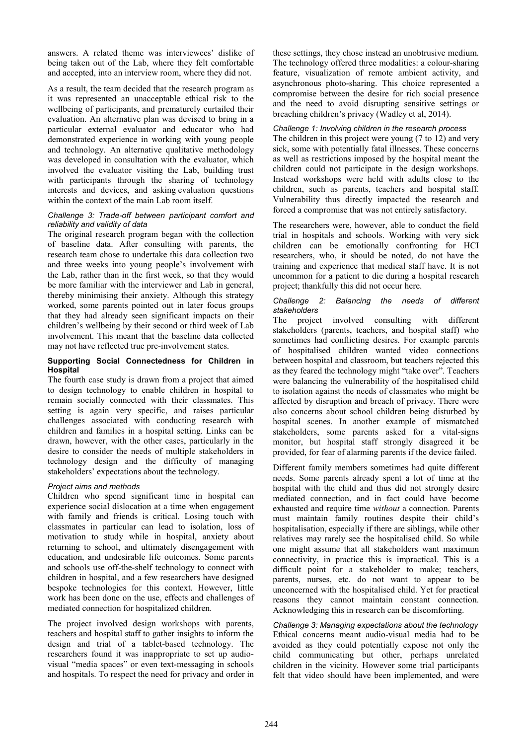answers. A related theme was interviewees' dislike of being taken out of the Lab, where they felt comfortable and accepted, into an interview room, where they did not.

As a result, the team decided that the research program as it was represented an unacceptable ethical risk to the wellbeing of participants, and prematurely curtailed their evaluation. An alternative plan was devised to bring in a particular external evaluator and educator who had demonstrated experience in working with young people and technology. An alternative qualitative methodology was developed in consultation with the evaluator, which involved the evaluator visiting the Lab, building trust with participants through the sharing of technology interests and devices, and asking evaluation questions within the context of the main Lab room itself.

*Challenge 3: Trade-off between participant comfort and reliability and validity of data*

The original research program began with the collection of baseline data. After consulting with parents, the research team chose to undertake this data collection two and three weeks into young people's involvement with the Lab, rather than in the first week, so that they would be more familiar with the interviewer and Lab in general, thereby minimising their anxiety. Although this strategy worked, some parents pointed out in later focus groups that they had already seen significant impacts on their children's wellbeing by their second or third week of Lab involvement. This meant that the baseline data collected may not have reflected true pre-involvement states.

### Supporting Social Connectedness for Children in Hospital

The fourth case study is drawn from a project that aimed to design technology to enable children in hospital to remain socially connected with their classmates. This setting is again very specific, and raises particular challenges associated with conducting research with children and families in a hospital setting. Links can be drawn, however, with the other cases, particularly in the desire to consider the needs of multiple stakeholders in technology design and the difficulty of managing stakeholders' expectations about the technology.

*Project aims and methods*

Children who spend significant time in hospital can experience social dislocation at a time when engagement with family and friends is critical. Losing touch with classmates in particular can lead to isolation, loss of motivation to study while in hospital, anxiety about returning to school, and ultimately disengagement with education, and undesirable life outcomes. Some parents and schools use off-the-shelf technology to connect with children in hospital, and a few researchers have designed bespoke technologies for this context. However, little work has been done on the use, effects and challenges of mediated connection for hospitalized children.

The project involved design workshops with parents, teachers and hospital staff to gather insights to inform the design and trial of a tablet-based technology. The researchers found it was inappropriate to set up audio-visual "media spaces" or even text-messaging in schools and hospitals. To respect the need for privacy and order in these settings, they chose instead an unobtrusive medium. The technology offered three modalities: a colour-sharing feature, visualization of remote ambient activity, and asynchronous photo-sharing. This choice represented a compromise between the desire for rich social presence and the need to avoid disrupting sensitive settings or breaching children's privacy (Wadley et al, 2014).

*Challenge 1: Involving children in the research process*

The children in this project were young (7 to 12) and very sick, some with potentially fatal illnesses. These concerns as well as restrictions imposed by the hospital meant the children could not participate in the design workshops. Instead workshops were held with adults close to the children, such as parents, teachers and hospital staff. Vulnerability thus directly impacted the research and forced a compromise that was not entirely satisfactory.

The researchers were, however, able to conduct the field trial in hospitals and schools. Working with very sick children can be emotionally confronting for HCI researchers, who, it should be noted, do not have the training and experience that medical staff have. It is not uncommon for a patient to die during a hospital research project; thankfully this did not occur here.

*Challenge 2: Balancing the needs of different stakeholders*

The project involved consulting with different stakeholders (parents, teachers, and hospital staff) who sometimes had conflicting desires. For example parents of hospitalised children wanted video connections between hospital and classroom, but teachers rejected this as they feared the technology might "take over". Teachers were balancing the vulnerability of the hospitalised child to isolation against the needs of classmates who might be affected by disruption and breach of privacy. There were also concerns about school children being disturbed by hospital scenes. In another example of mismatched stakeholders, some parents asked for a vital-signs monitor, but hospital staff strongly disagreed it be provided, for fear of alarming parents if the device failed.

Different family members sometimes had quite different needs. Some parents already spent a lot of time at the hospital with the child and thus did not strongly desire mediated connection, and in fact could have become exhausted and require time *without* a connection. Parents must maintain family routines despite their child's hospitalisation, especially if there are siblings, while other relatives may rarely see the hospitalised child. So while one might assume that all stakeholders want maximum connectivity, in practice this is impractical. This is a difficult point for a stakeholder to make; teachers, parents, nurses, etc. do not want to appear to be unconcerned with the hospitalised child. Yet for practical reasons they cannot maintain constant connection. Acknowledging this in research can be discomforting.

*Challenge 3: Managing expectations about the technology*

Ethical concerns meant audio-visual media had to be avoided as they could potentially expose not only the child communicating but other, perhaps unrelated children in the vicinity. However some trial participants felt that video should have been implemented, and were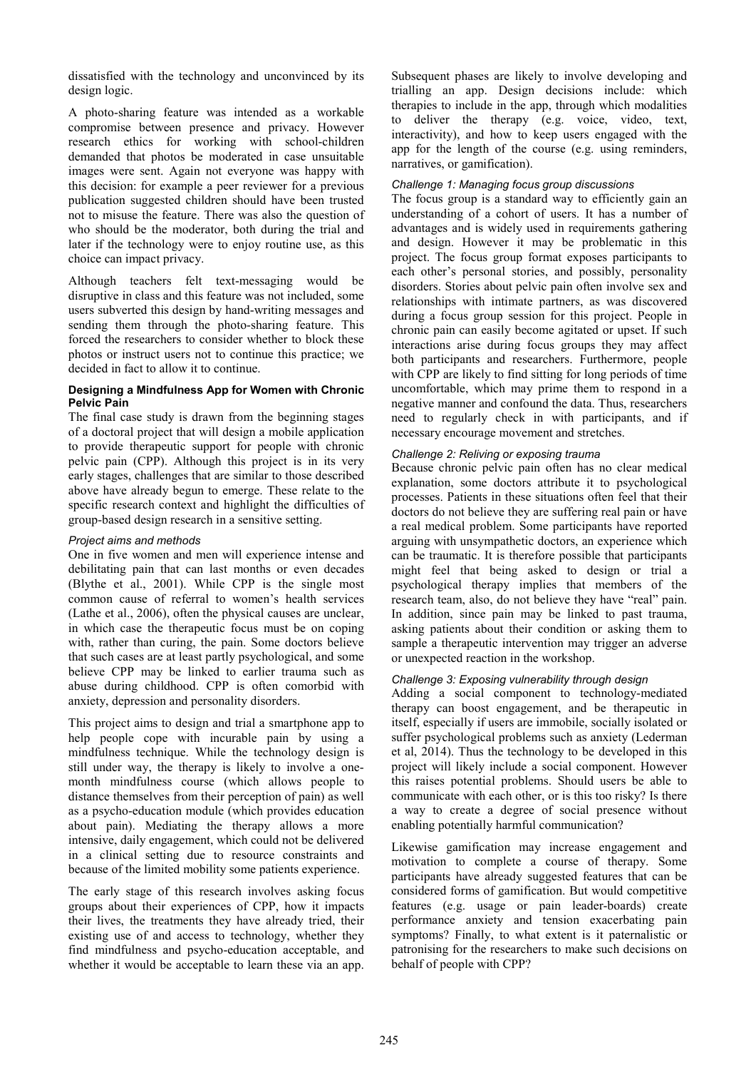dissatisfied with the technology and unconvinced by its design logic.

A photo-sharing feature was intended as a workable compromise between presence and privacy. However research ethics for working with school-children demanded that photos be moderated in case unsuitable images were sent. Again not everyone was happy with this decision: for example a peer reviewer for a previous publication suggested children should have been trusted not to misuse the feature. There was also the question of who should be the moderator, both during the trial and later if the technology were to enjoy routine use, as this choice can impact privacy.

Although teachers felt text-messaging would be disruptive in class and this feature was not included, some users subverted this design by hand-writing messages and sending them through the photo-sharing feature. This forced the researchers to consider whether to block these photos or instruct users not to continue this practice; we decided in fact to allow it to continue.

### Designing a Mindfulness App for Women with Chronic Pelvic Pain

The final case study is drawn from the beginning stages of a doctoral project that will design a mobile application to provide therapeutic support for people with chronic pelvic pain (CPP). Although this project is in its very early stages, challenges that are similar to those described above have already begun to emerge. These relate to the specific research context and highlight the difficulties of group-based design research in a sensitive setting.

#### *Project aims and methods*

One in five women and men will experience intense and debilitating pain that can last months or even decades (Blythe et al., 2001). While CPP is the single most common cause of referral to women's health services (Lathe et al., 2006), often the physical causes are unclear, in which case the therapeutic focus must be on coping with, rather than curing, the pain. Some doctors believe that such cases are at least partly psychological, and some believe CPP may be linked to earlier trauma such as abuse during childhood. CPP is often comorbid with anxiety, depression and personality disorders.

This project aims to design and trial a smartphone app to help people cope with incurable pain by using a mindfulness technique. While the technology design is still under way, the therapy is likely to involve a one-month mindfulness course (which allows people to distance themselves from their perception of pain) as well as a psycho-education module (which provides education about pain). Mediating the therapy allows a more intensive, daily engagement, which could not be delivered in a clinical setting due to resource constraints and because of the limited mobility some patients experience.

The early stage of this research involves asking focus groups about their experiences of CPP, how it impacts their lives, the treatments they have already tried, their existing use of and access to technology, whether they find mindfulness and psycho-education acceptable, and whether it would be acceptable to learn these via an app.

Subsequent phases are likely to involve developing and trialling an app. Design decisions include: which therapies to include in the app, through which modalities to deliver the therapy (e.g. voice, video, text, interactivity), and how to keep users engaged with the app for the length of the course (e.g. using reminders, narratives, or gamification).

#### *Challenge 1: Managing focus group discussions*

The focus group is a standard way to efficiently gain an understanding of a cohort of users. It has a number of advantages and is widely used in requirements gathering and design. However it may be problematic in this project. The focus group format exposes participants to each other's personal stories, and possibly, personality disorders. Stories about pelvic pain often involve sex and relationships with intimate partners, as was discovered during a focus group session for this project. People in chronic pain can easily become agitated or upset. If such interactions arise during focus groups they may affect both participants and researchers. Furthermore, people with CPP are likely to find sitting for long periods of time uncomfortable, which may prime them to respond in a negative manner and confound the data. Thus, researchers need to regularly check in with participants, and if necessary encourage movement and stretches.

#### *Challenge 2: Reliving or exposing trauma*

Because chronic pelvic pain often has no clear medical explanation, some doctors attribute it to psychological processes. Patients in these situations often feel that their doctors do not believe they are suffering real pain or have a real medical problem. Some participants have reported arguing with unsympathetic doctors, an experience which can be traumatic. It is therefore possible that participants might feel that being asked to design or trial a psychological therapy implies that members of the research team, also, do not believe they have "real" pain. In addition, since pain may be linked to past trauma, asking patients about their condition or asking them to sample a therapeutic intervention may trigger an adverse or unexpected reaction in the workshop.

#### *Challenge 3: Exposing vulnerability through design*

Adding a social component to technology-mediated therapy can boost engagement, and be therapeutic in itself, especially if users are immobile, socially isolated or suffer psychological problems such as anxiety (Lederman et al, 2014). Thus the technology to be developed in this project will likely include a social component. However this raises potential problems. Should users be able to communicate with each other, or is this too risky? Is there a way to create a degree of social presence without enabling potentially harmful communication?

Likewise gamification may increase engagement and motivation to complete a course of therapy. Some participants have already suggested features that can be considered forms of gamification. But would competitive features (e.g. usage or pain leader-boards) create performance anxiety and tension exacerbating pain symptoms? Finally, to what extent is it paternalistic or patronising for the researchers to make such decisions on behalf of people with CPP?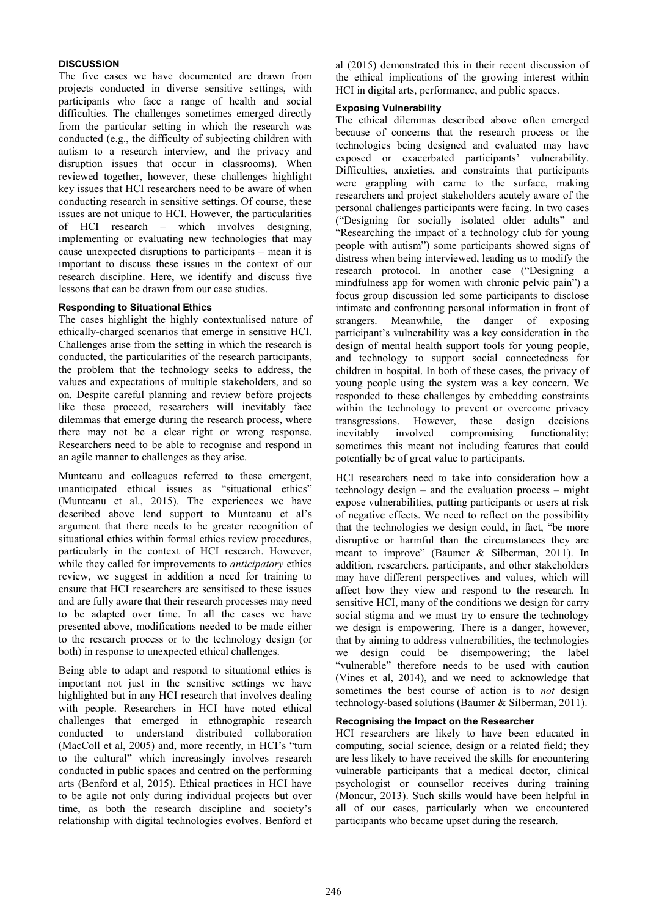## DISCUSSION

The five cases we have documented are drawn from projects conducted in diverse sensitive settings, with participants who face a range of health and social difficulties. The challenges sometimes emerged directly from the particular setting in which the research was conducted (e.g., the difficulty of subjecting children with autism to a research interview, and the privacy and disruption issues that occur in classrooms). When reviewed together, however, these challenges highlight key issues that HCI researchers need to be aware of when conducting research in sensitive settings. Of course, these issues are not unique to HCI. However, the particularities of HCI research – which involves designing, implementing or evaluating new technologies that may cause unexpected disruptions to participants – mean it is important to discuss these issues in the context of our research discipline. Here, we identify and discuss five lessons that can be drawn from our case studies.

### Responding to Situational Ethics

The cases highlight the highly contextualised nature of ethically-charged scenarios that emerge in sensitive HCI. Challenges arise from the setting in which the research is conducted, the particularities of the research participants, the problem that the technology seeks to address, the values and expectations of multiple stakeholders, and so on. Despite careful planning and review before projects like these proceed, researchers will inevitably face dilemmas that emerge during the research process, where there may not be a clear right or wrong response. Researchers need to be able to recognise and respond in an agile manner to challenges as they arise.

Munteanu and colleagues referred to these emergent, unanticipated ethical issues as "situational ethics" (Munteanu et al., 2015). The experiences we have described above lend support to Munteanu et al's argument that there needs to be greater recognition of situational ethics within formal ethics review procedures, particularly in the context of HCI research. However, while they called for improvements to *anticipatory* ethics review, we suggest in addition a need for training to ensure that HCI researchers are sensitised to these issues and are fully aware that their research processes may need to be adapted over time. In all the cases we have presented above, modifications needed to be made either to the research process or to the technology design (or both) in response to unexpected ethical challenges.

Being able to adapt and respond to situational ethics is important not just in the sensitive settings we have highlighted but in any HCI research that involves dealing with people. Researchers in HCI have noted ethical challenges that emerged in ethnographic research conducted to understand distributed collaboration (MacColl et al, 2005) and, more recently, in HCI's "turn to the cultural" which increasingly involves research conducted in public spaces and centred on the performing arts (Benford et al, 2015). Ethical practices in HCI have to be agile not only during individual projects but over time, as both the research discipline and society's relationship with digital technologies evolves. Benford et al (2015) demonstrated this in their recent discussion of the ethical implications of the growing interest within HCI in digital arts, performance, and public spaces.

### Exposing Vulnerability

The ethical dilemmas described above often emerged because of concerns that the research process or the technologies being designed and evaluated may have exposed or exacerbated participants' vulnerability. Difficulties, anxieties, and constraints that participants were grappling with came to the surface, making researchers and project stakeholders acutely aware of the personal challenges participants were facing. In two cases ("Designing for socially isolated older adults" and "Researching the impact of a technology club for young people with autism") some participants showed signs of distress when being interviewed, leading us to modify the research protocol. In another case ("Designing a mindfulness app for women with chronic pelvic pain") a focus group discussion led some participants to disclose intimate and confronting personal information in front of strangers. Meanwhile, the danger of exposing participant's vulnerability was a key consideration in the design of mental health support tools for young people, and technology to support social connectedness for children in hospital. In both of these cases, the privacy of young people using the system was a key concern. We responded to these challenges by embedding constraints within the technology to prevent or overcome privacy transgressions. However, these design decisions inevitably involved compromising functionality; sometimes this meant not including features that could potentially be of great value to participants.

HCI researchers need to take into consideration how a technology design – and the evaluation process – might expose vulnerabilities, putting participants or users at risk of negative effects. We need to reflect on the possibility that the technologies we design could, in fact, "be more disruptive or harmful than the circumstances they are meant to improve" (Baumer & Silberman, 2011). In addition, researchers, participants, and other stakeholders may have different perspectives and values, which will affect how they view and respond to the research. In sensitive HCI, many of the conditions we design for carry social stigma and we must try to ensure the technology we design is empowering. There is a danger, however, that by aiming to address vulnerabilities, the technologies we design could be disempowering; the label "vulnerable" therefore needs to be used with caution (Vines et al, 2014), and we need to acknowledge that sometimes the best course of action is to *not* design technology-based solutions (Baumer & Silberman, 2011).

### Recognising the Impact on the Researcher

HCI researchers are likely to have been educated in computing, social science, design or a related field; they are less likely to have received the skills for encountering vulnerable participants that a medical doctor, clinical psychologist or counsellor receives during training (Moncur, 2013). Such skills would have been helpful in all of our cases, particularly when we encountered participants who became upset during the research.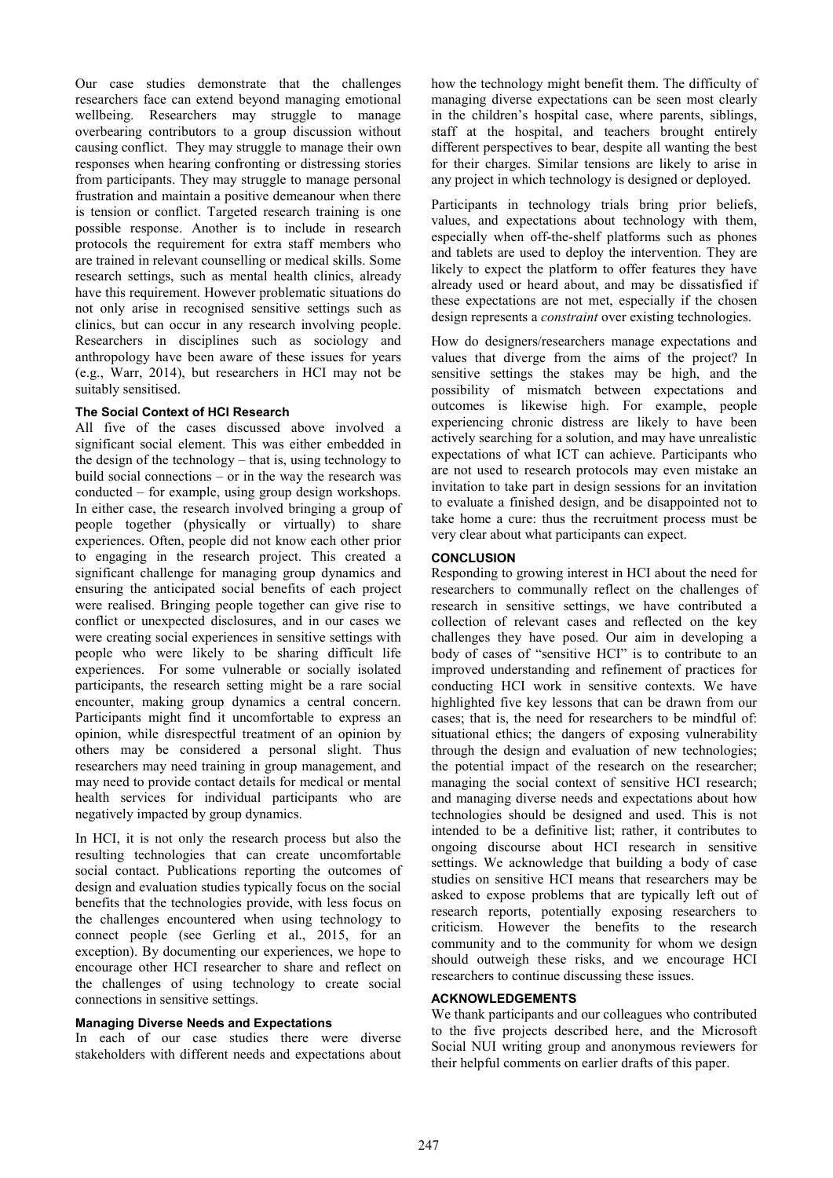Our case studies demonstrate that the challenges researchers face can extend beyond managing emotional wellbeing. Researchers may struggle to manage overbearing contributors to a group discussion without causing conflict. They may struggle to manage their own responses when hearing confronting or distressing stories from participants. They may struggle to manage personal frustration and maintain a positive demeanour when there is tension or conflict. Targeted research training is one possible response. Another is to include in research protocols the requirement for extra staff members who are trained in relevant counselling or medical skills. Some research settings, such as mental health clinics, already have this requirement. However problematic situations do not only arise in recognised sensitive settings such as clinics, but can occur in any research involving people. Researchers in disciplines such as sociology and anthropology have been aware of these issues for years (e.g., Warr, 2014), but researchers in HCI may not be suitably sensitised.

### The Social Context of HCI Research

All five of the cases discussed above involved a significant social element. This was either embedded in the design of the technology – that is, using technology to build social connections – or in the way the research was conducted – for example, using group design workshops. In either case, the research involved bringing a group of people together (physically or virtually) to share experiences. Often, people did not know each other prior to engaging in the research project. This created a significant challenge for managing group dynamics and ensuring the anticipated social benefits of each project were realised. Bringing people together can give rise to conflict or unexpected disclosures, and in our cases we were creating social experiences in sensitive settings with people who were likely to be sharing difficult life experiences. For some vulnerable or socially isolated participants, the research setting might be a rare social encounter, making group dynamics a central concern. Participants might find it uncomfortable to express an opinion, while disrespectful treatment of an opinion by others may be considered a personal slight. Thus researchers may need training in group management, and may need to provide contact details for medical or mental health services for individual participants who are negatively impacted by group dynamics.

In HCI, it is not only the research process but also the resulting technologies that can create uncomfortable social contact. Publications reporting the outcomes of design and evaluation studies typically focus on the social benefits that the technologies provide, with less focus on the challenges encountered when using technology to connect people (see Gerling et al., 2015, for an exception). By documenting our experiences, we hope to encourage other HCI researcher to share and reflect on the challenges of using technology to create social connections in sensitive settings.

### Managing Diverse Needs and Expectations

In each of our case studies there were diverse stakeholders with different needs and expectations about how the technology might benefit them. The difficulty of managing diverse expectations can be seen most clearly in the children's hospital case, where parents, siblings, staff at the hospital, and teachers brought entirely different perspectives to bear, despite all wanting the best for their charges. Similar tensions are likely to arise in any project in which technology is designed or deployed.

Participants in technology trials bring prior beliefs, values, and expectations about technology with them, especially when off-the-shelf platforms such as phones and tablets are used to deploy the intervention. They are likely to expect the platform to offer features they have already used or heard about, and may be dissatisfied if these expectations are not met, especially if the chosen design represents a *constraint* over existing technologies.

How do designers/researchers manage expectations and values that diverge from the aims of the project? In sensitive settings the stakes may be high, and the possibility of mismatch between expectations and outcomes is likewise high. For example, people experiencing chronic distress are likely to have been actively searching for a solution, and may have unrealistic expectations of what ICT can achieve. Participants who are not used to research protocols may even mistake an invitation to take part in design sessions for an invitation to evaluate a finished design, and be disappointed not to take home a cure: thus the recruitment process must be very clear about what participants can expect.

## CONCLUSION

Responding to growing interest in HCI about the need for researchers to communally reflect on the challenges of research in sensitive settings, we have contributed a collection of relevant cases and reflected on the key challenges they have posed. Our aim in developing a body of cases of "sensitive HCI" is to contribute to an improved understanding and refinement of practices for conducting HCI work in sensitive contexts. We have highlighted five key lessons that can be drawn from our cases; that is, the need for researchers to be mindful of: situational ethics; the dangers of exposing vulnerability through the design and evaluation of new technologies; the potential impact of the research on the researcher; managing the social context of sensitive HCI research; and managing diverse needs and expectations about how technologies should be designed and used. This is not intended to be a definitive list; rather, it contributes to ongoing discourse about HCI research in sensitive settings. We acknowledge that building a body of case studies on sensitive HCI means that researchers may be asked to expose problems that are typically left out of research reports, potentially exposing researchers to criticism. However the benefits to the research community and to the community for whom we design should outweigh these risks, and we encourage HCI researchers to continue discussing these issues.

## ACKNOWLEDGEMENTS

We thank participants and our colleagues who contributed to the five projects described here, and the Microsoft Social NUI writing group and anonymous reviewers for their helpful comments on earlier drafts of this paper.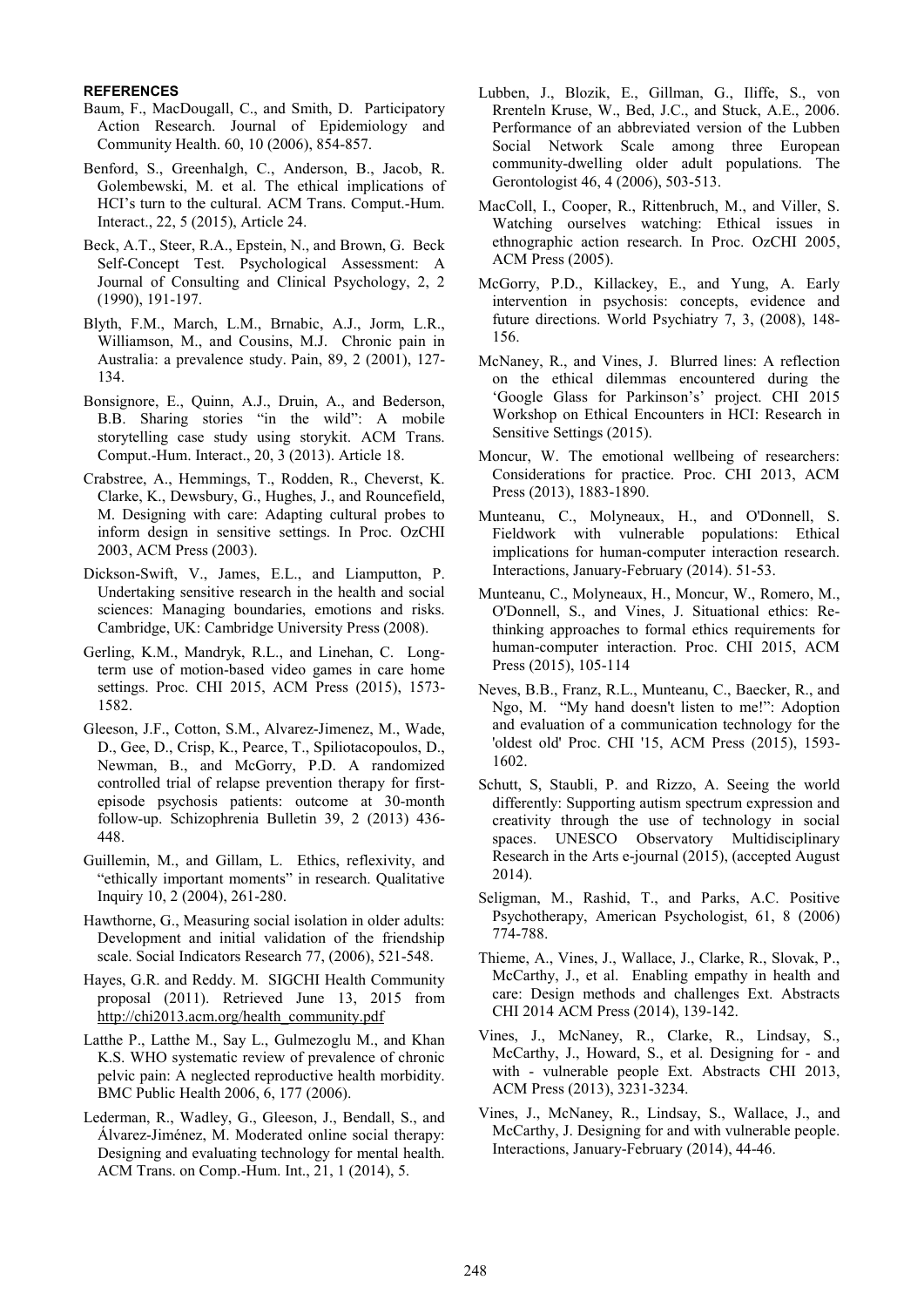## REFERENCES

Baum, F., MacDougall, C., and Smith, D. Participatory Action Research. Journal of Epidemiology and Community Health. 60, 10 (2006), 854-857.

Benford, S., Greenhalgh, C., Anderson, B., Jacob, R. Golembewski, M. et al. The ethical implications of HCI's turn to the cultural. ACM Trans. Comput.-Hum. Interact., 22, 5 (2015), Article 24.

Beck, A.T., Steer, R.A., Epstein, N., and Brown, G. Beck Self-Concept Test. Psychological Assessment: A Journal of Consulting and Clinical Psychology, 2, 2 (1990), 191-197.

Blyth, F.M., March, L.M., Brnabic, A.J., Jorm, L.R., Williamson, M., and Cousins, M.J. Chronic pain in Australia: a prevalence study. Pain, 89, 2 (2001), 127-134.

Bonsignore, E., Quinn, A.J., Druin, A., and Bederson, B.B. Sharing stories "in the wild": A mobile storytelling case study using storykit. ACM Trans. Comput.-Hum. Interact., 20, 3 (2013). Article 18.

Crabstree, A., Hemmings, T., Rodden, R., Cheverst, K. Clarke, K., Dewsbury, G., Hughes, J., and Rouncefield, M. Designing with care: Adapting cultural probes to inform design in sensitive settings. In Proc. OzCHI 2003, ACM Press (2003).

Dickson-Swift, V., James, E.L., and Liamputton, P. Undertaking sensitive research in the health and social sciences: Managing boundaries, emotions and risks. Cambridge, UK: Cambridge University Press (2008).

Gerling, K.M., Mandryk, R.L., and Linehan, C. Long-term use of motion-based video games in care home settings. Proc. CHI 2015, ACM Press (2015), 1573-1582.

Gleeson, J.F., Cotton, S.M., Alvarez-Jimenez, M., Wade, D., Gee, D., Crisp, K., Pearce, T., Spiliotacopoulos, D., Newman, B., and McGorry, P.D. A randomized controlled trial of relapse prevention therapy for first-episode psychosis patients: outcome at 30-month follow-up. Schizophrenia Bulletin 39, 2 (2013) 436-448.

Guillemin, M., and Gillam, L. Ethics, reflexivity, and "ethically important moments" in research. Qualitative Inquiry 10, 2 (2004), 261-280.

Hawthorne, G., Measuring social isolation in older adults: Development and initial validation of the friendship scale. Social Indicators Research 77, (2006), 521-548.

Hayes, G.R. and Reddy. M. SIGCHI Health Community proposal (2011). Retrieved June 13, 2015 from http://chi2013.acm.org/health_community.pdf

Latthe P., Latthe M., Say L., Gulmezoglu M., and Khan K.S. WHO systematic review of prevalence of chronic pelvic pain: A neglected reproductive health morbidity. BMC Public Health 2006, 6, 177 (2006).

Lederman, R., Wadley, G., Gleeson, J., Bendall, S., and Álvarez-Jiménez, M. Moderated online social therapy: Designing and evaluating technology for mental health. ACM Trans. on Comp.-Hum. Int., 21, 1 (2014), 5.

Lubben, J., Blozik, E., Gillman, G., Iliffe, S., von Rrenteln Kruse, W., Bed, J.C., and Stuck, A.E., 2006. Performance of an abbreviated version of the Lubben Social Network Scale among three European community-dwelling older adult populations. The Gerontologist 46, 4 (2006), 503-513.

MacColl, I., Cooper, R., Rittenbruch, M., and Viller, S. Watching ourselves watching: Ethical issues in ethnographic action research. In Proc. OzCHI 2005, ACM Press (2005).

McGorry, P.D., Killackey, E., and Yung, A. Early intervention in psychosis: concepts, evidence and future directions. World Psychiatry 7, 3, (2008), 148-156.

McNaney, R., and Vines, J. Blurred lines: A reflection on the ethical dilemmas encountered during the 'Google Glass for Parkinson's' project. CHI 2015 Workshop on Ethical Encounters in HCI: Research in Sensitive Settings (2015).

Moncur, W. The emotional wellbeing of researchers: Considerations for practice. Proc. CHI 2013, ACM Press (2013), 1883-1890.

Munteanu, C., Molyneaux, H., and O'Donnell, S. Fieldwork with vulnerable populations: Ethical implications for human-computer interaction research. Interactions, January-February (2014). 51-53.

Munteanu, C., Molyneaux, H., Moncur, W., Romero, M., O'Donnell, S., and Vines, J. Situational ethics: Re-thinking approaches to formal ethics requirements for human-computer interaction. Proc. CHI 2015, ACM Press (2015), 105-114

Neves, B.B., Franz, R.L., Munteanu, C., Baecker, R., and Ngo, M. "My hand doesn't listen to me!": Adoption and evaluation of a communication technology for the 'oldest old' Proc. CHI '15, ACM Press (2015), 1593-1602.

Schutt, S, Staubli, P. and Rizzo, A. Seeing the world differently: Supporting autism spectrum expression and creativity through the use of technology in social spaces. UNESCO Observatory Multidisciplinary Research in the Arts e-journal (2015), (accepted August 2014).

Seligman, M., Rashid, T., and Parks, A.C. Positive Psychotherapy, American Psychologist, 61, 8 (2006) 774-788.

Thieme, A., Vines, J., Wallace, J., Clarke, R., Slovak, P., McCarthy, J., et al. Enabling empathy in health and care: Design methods and challenges Ext. Abstracts CHI 2014 ACM Press (2014), 139-142.

Vines, J., McNaney, R., Clarke, R., Lindsay, S., McCarthy, J., Howard, S., et al. Designing for - and with - vulnerable people Ext. Abstracts CHI 2013, ACM Press (2013), 3231-3234.

Vines, J., McNaney, R., Lindsay, S., Wallace, J., and McCarthy, J. Designing for and with vulnerable people. Interactions, January-February (2014), 44-46.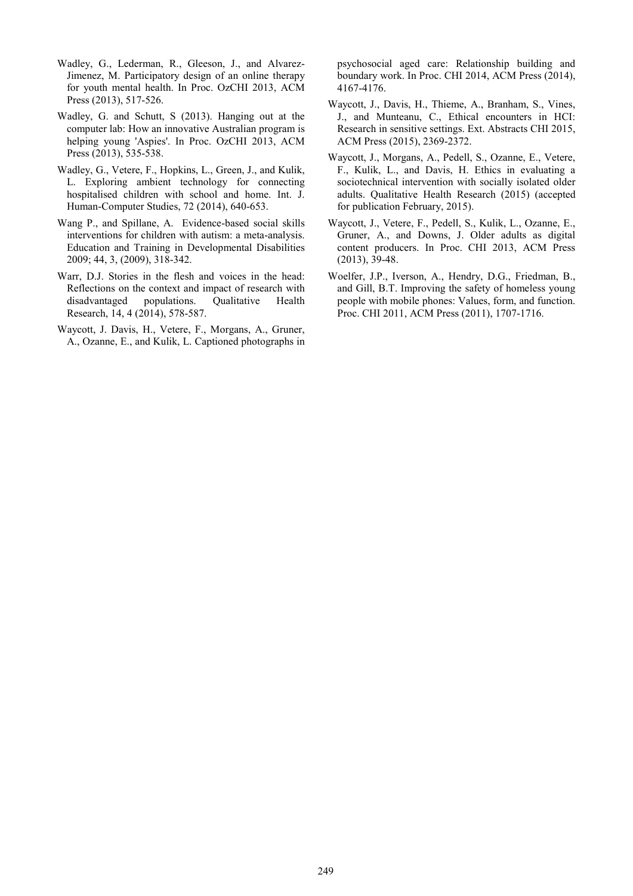Wadley, G., Lederman, R., Gleeson, J., and Alvarez-Jimenez, M. Participatory design of an online therapy for youth mental health. In Proc. OzCHI 2013, ACM Press (2013), 517-526.

Wadley, G. and Schutt, S (2013). Hanging out at the computer lab: How an innovative Australian program is helping young 'Aspies'. In Proc. OzCHI 2013, ACM Press (2013), 535-538.

Wadley, G., Vetere, F., Hopkins, L., Green, J., and Kulik, L. Exploring ambient technology for connecting hospitalised children with school and home. Int. J. Human-Computer Studies, 72 (2014), 640-653.

Wang P., and Spillane, A. Evidence-based social skills interventions for children with autism: a meta-analysis. Education and Training in Developmental Disabilities 2009; 44, 3, (2009), 318-342.

Warr, D.J. Stories in the flesh and voices in the head: Reflections on the context and impact of research with disadvantaged populations. Qualitative Health Research, 14, 4 (2014), 578-587.

Waycott, J. Davis, H., Vetere, F., Morgans, A., Gruner, A., Ozanne, E., and Kulik, L. Captioned photographs in psychosocial aged care: Relationship building and boundary work. In Proc. CHI 2014, ACM Press (2014), 4167-4176.

Waycott, J., Davis, H., Thieme, A., Branham, S., Vines, J., and Munteanu, C., Ethical encounters in HCI: Research in sensitive settings. Ext. Abstracts CHI 2015, ACM Press (2015), 2369-2372.

Waycott, J., Morgans, A., Pedell, S., Ozanne, E., Vetere, F., Kulik, L., and Davis, H. Ethics in evaluating a sociotechnical intervention with socially isolated older adults. Qualitative Health Research (2015) (accepted for publication February, 2015).

Waycott, J., Vetere, F., Pedell, S., Kulik, L., Ozanne, E., Gruner, A., and Downs, J. Older adults as digital content producers. In Proc. CHI 2013, ACM Press (2013), 39-48.

Woelfer, J.P., Iverson, A., Hendry, D.G., Friedman, B., and Gill, B.T. Improving the safety of homeless young people with mobile phones: Values, form, and function. Proc. CHI 2011, ACM Press (2011), 1707-1716.